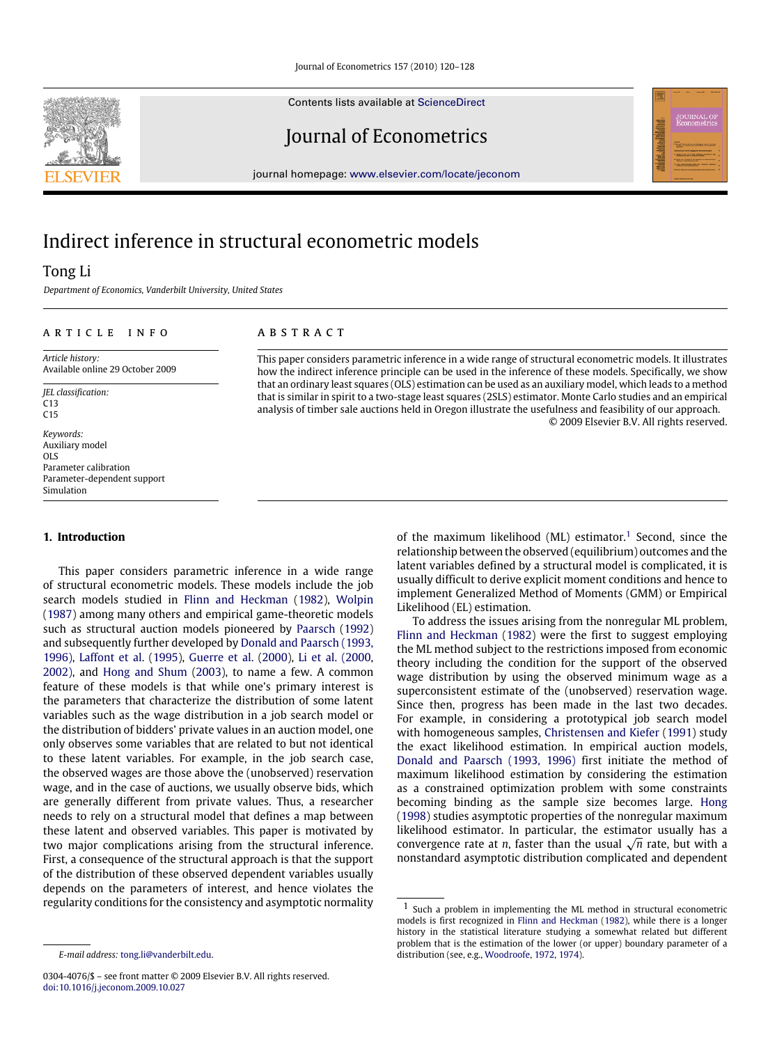# Indirect inference in structural econometric models

Tong Li

*Department of Economics, Vanderbilt University, United States*

**ARTICLE INFO**

*Article history:*
Available online 29 October 2009

*JEL classification:*
C13
C15

*Keywords:*
Auxiliary model
OLS
Parameter calibration
Parameter-dependent support
Simulation

**ABSTRACT**

This paper considers parametric inference in a wide range of structural econometric models. It illustrates how the indirect inference principle can be used in the inference of these models. Specifically, we show that an ordinary least squares (OLS) estimation can be used as an auxiliary model, which leads to a method that is similar in spirit to a two-stage least squares (2SLS) estimator. Monte Carlo studies and an empirical analysis of timber sale auctions held in Oregon illustrate the usefulness and feasibility of our approach.

© 2009 Elsevier B.V. All rights reserved.

## 1. Introduction

This paper considers parametric inference in a wide range of structural econometric models. These models include the job search models studied in Flinn and Heckman (1982), Wolpin (1987) among many others and empirical game-theoretic models such as structural auction models pioneered by Paarsch (1992) and subsequently further developed by Donald and Paarsch (1993, 1996), Laffont et al. (1995), Guerre et al. (2000), Li et al. (2000, 2002), and Hong and Shum (2003), to name a few. A common feature of these models is that while one's primary interest is the parameters that characterize the distribution of some latent variables such as the wage distribution in a job search model or the distribution of bidders' private values in an auction model, one only observes some variables that are related to but not identical to these latent variables. For example, in the job search case, the observed wages are those above the (unobserved) reservation wage, and in the case of auctions, we usually observe bids, which are generally different from private values. Thus, a researcher needs to rely on a structural model that defines a map between these latent and observed variables. This paper is motivated by two major complications arising from the structural inference. First, a consequence of the structural approach is that the support of the distribution of these observed dependent variables usually depends on the parameters of interest, and hence violates the regularity conditions for the consistency and asymptotic normality of the maximum likelihood (ML) estimator.[1] Second, since the relationship between the observed (equilibrium) outcomes and the latent variables defined by a structural model is complicated, it is usually difficult to derive explicit moment conditions and hence to implement Generalized Method of Moments (GMM) or Empirical Likelihood (EL) estimation.

To address the issues arising from the nonregular ML problem, Flinn and Heckman (1982) were the first to suggest employing the ML method subject to the restrictions imposed from economic theory including the condition for the support of the observed wage distribution by using the observed minimum wage as a superconsistent estimate of the (unobserved) reservation wage. Since then, progress has been made in the last two decades. For example, in considering a prototypical job search model with homogeneous samples, Christensen and Kiefer (1991) study the exact likelihood estimation. In empirical auction models, Donald and Paarsch (1993, 1996) first initiate the method of maximum likelihood estimation by considering the estimation as a constrained optimization problem with some constraints becoming binding as the sample size becomes large. Hong (1998) studies asymptotic properties of the nonregular maximum likelihood estimator. In particular, the estimator usually has a convergence rate at $n$, faster than the usual $\sqrt{n}$ rate, but with a nonstandard asymptotic distribution complicated and dependent

[1] Such a problem in implementing the ML method in structural econometric models is first recognized in Flinn and Heckman (1982), while there is a longer history in the statistical literature studying a somewhat related but different problem that is the estimation of the lower (or upper) boundary parameter of a distribution (see, e.g., Woodroofe, 1972, 1974).

*E-mail address:* tong.li@vanderbilt.edu.

0304-4076/$ – see front matter © 2009 Elsevier B.V. All rights reserved.
doi:10.1016/j.jeconom.2009.10.027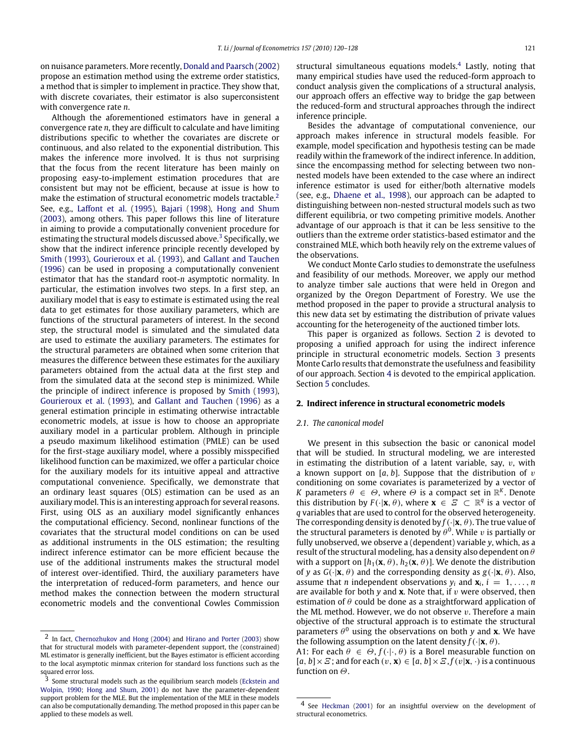on nuisance parameters. More recently, Donald and Paarsch (2002) propose an estimation method using the extreme order statistics, a method that is simpler to implement in practice. They show that, with discrete covariates, their estimator is also superconsistent with convergence rate $n$.

Although the aforementioned estimators have in general a convergence rate $n$, they are difficult to calculate and have limiting distributions specific to whether the covariates are discrete or continuous, and also related to the exponential distribution. This makes the inference more involved. It is thus not surprising that the focus from the recent literature has been mainly on proposing easy-to-implement estimation procedures that are consistent but may not be efficient, because at issue is how to make the estimation of structural econometric models tractable.[2] See, e.g., Laffont et al. (1995), Bajari (1998), Hong and Shum (2003), among others. This paper follows this line of literature in aiming to provide a computationally convenient procedure for estimating the structural models discussed above.[3] Specifically, we show that the indirect inference principle recently developed by Smith (1993), Gourieroux et al. (1993), and Gallant and Tauchen (1996) can be used in proposing a computationally convenient estimator that has the standard root-$n$ asymptotic normality. In particular, the estimation involves two steps. In a first step, an auxiliary model that is easy to estimate is estimated using the real data to get estimates for those auxiliary parameters, which are functions of the structural parameters of interest. In the second step, the structural model is simulated and the simulated data are used to estimate the auxiliary parameters. The estimates for the structural parameters are obtained when some criterion that measures the difference between these estimates for the auxiliary parameters obtained from the actual data at the first step and from the simulated data at the second step is minimized. While the principle of indirect inference is proposed by Smith (1993), Gourieroux et al. (1993), and Gallant and Tauchen (1996) as a general estimation principle in estimating otherwise intractable econometric models, at issue is how to choose an appropriate auxiliary model in a particular problem. Although in principle a pseudo maximum likelihood estimation (PMLE) can be used for the first-stage auxiliary model, where a possibly misspecified likelihood function can be maximized, we offer a particular choice for the auxiliary models for its intuitive appeal and attractive computational convenience. Specifically, we demonstrate that an ordinary least squares (OLS) estimation can be used as an auxiliary model. This is an interesting approach for several reasons. First, using OLS as an auxiliary model significantly enhances the computational efficiency. Second, nonlinear functions of the covariates that the structural model conditions on can be used as additional instruments in the OLS estimation; the resulting indirect inference estimator can be more efficient because the use of the additional instruments makes the structural model of interest over-identified. Third, the auxiliary parameters have the interpretation of reduced-form parameters, and hence our method makes the connection between the modern structural econometric models and the conventional Cowles Commission structural simultaneous equations models.[4] Lastly, noting that many empirical studies have used the reduced-form approach to conduct analysis given the complications of a structural analysis, our approach offers an effective way to bridge the gap between the reduced-form and structural approaches through the indirect inference principle.

Besides the advantage of computational convenience, our approach makes inference in structural models feasible. For example, model specification and hypothesis testing can be made readily within the framework of the indirect inference. In addition, since the encompassing method for selecting between two non-nested models have been extended to the case where an indirect inference estimator is used for either/both alternative models (see, e.g., Dhaene et al., 1998), our approach can be adapted to distinguishing between non-nested structural models such as two different equilibria, or two competing primitive models. Another advantage of our approach is that it can be less sensitive to the outliers than the extreme order statistics-based estimator and the constrained MLE, which both heavily rely on the extreme values of the observations.

We conduct Monte Carlo studies to demonstrate the usefulness and feasibility of our methods. Moreover, we apply our method to analyze timber sale auctions that were held in Oregon and organized by the Oregon Department of Forestry. We use the method proposed in the paper to provide a structural analysis to this new data set by estimating the distribution of private values accounting for the heterogeneity of the auctioned timber lots.

This paper is organized as follows. Section 2 is devoted to proposing a unified approach for using the indirect inference principle in structural econometric models. Section 3 presents Monte Carlo results that demonstrate the usefulness and feasibility of our approach. Section 4 is devoted to the empirical application. Section 5 concludes.

## 2. Indirect inference in structural econometric models

### 2.1. The canonical model

We present in this subsection the basic or canonical model that will be studied. In structural modeling, we are interested in estimating the distribution of a latent variable, say, $v$, with a known support on $[a, b]$. Suppose that the distribution of $v$ conditioning on some covariates is parameterized by a vector of $K$ parameters $\theta \in \Theta$, where $\Theta$ is a compact set in $\mathbb{R}^K$. Denote this distribution by $F(\cdot|\mathbf{x}, \theta)$, where $\mathbf{x} \in \Xi \subset \mathbb{R}^q$ is a vector of $q$ variables that are used to control for the observed heterogeneity. The corresponding density is denoted by $f(\cdot|\mathbf{x}, \theta)$. The true value of the structural parameters is denoted by $\theta^0$. While $v$ is partially or fully unobserved, we observe a (dependent) variable $y$, which, as a result of the structural modeling, has a density also dependent on $\theta$ with a support on $[h_1(\mathbf{x}, \theta), h_2(\mathbf{x}, \theta)]$. We denote the distribution of $y$ as $G(\cdot|\mathbf{x}, \theta)$ and the corresponding density as $g(\cdot|\mathbf{x}, \theta)$. Also, assume that $n$ independent observations $y_i$ and $\mathbf{x}_i$, $i = 1, \ldots, n$ are available for both $y$ and $\mathbf{x}$. Note that, if $v$ were observed, then estimation of $\theta$ could be done as a straightforward application of the ML method. However, we do not observe $v$. Therefore a main objective of the structural approach is to estimate the structural parameters $\theta^0$ using the observations on both $y$ and $\mathbf{x}$. We have the following assumption on the latent density $f(\cdot|\mathbf{x}, \theta)$.

A1: For each $\theta \in \Theta$, $f(\cdot|\cdot, \theta)$ is a Borel measurable function on $[a, b] \times \Xi$; and for each $(v, \mathbf{x}) \in [a, b] \times \Xi$, $f(v|\mathbf{x}, \cdot)$ is a continuous function on $\Theta$.

---

[2] In fact, Chernozhukov and Hong (2004) and Hirano and Porter (2003) show that for structural models with parameter-dependent support, the (constrained) ML estimator is generally inefficient, but the Bayes estimator is efficient according to the local asymptotic minmax criterion for standard loss functions such as the squared error loss.

[3] Some structural models such as the equilibrium search models (Eckstein and Wolpin, 1990; Hong and Shum, 2001) do not have the parameter-dependent support problem for the MLE. But the implementation of the MLE in these models can also be computationally demanding. The method proposed in this paper can be applied to these models as well.

[4] See Heckman (2001) for an insightful overview on the development of structural econometrics.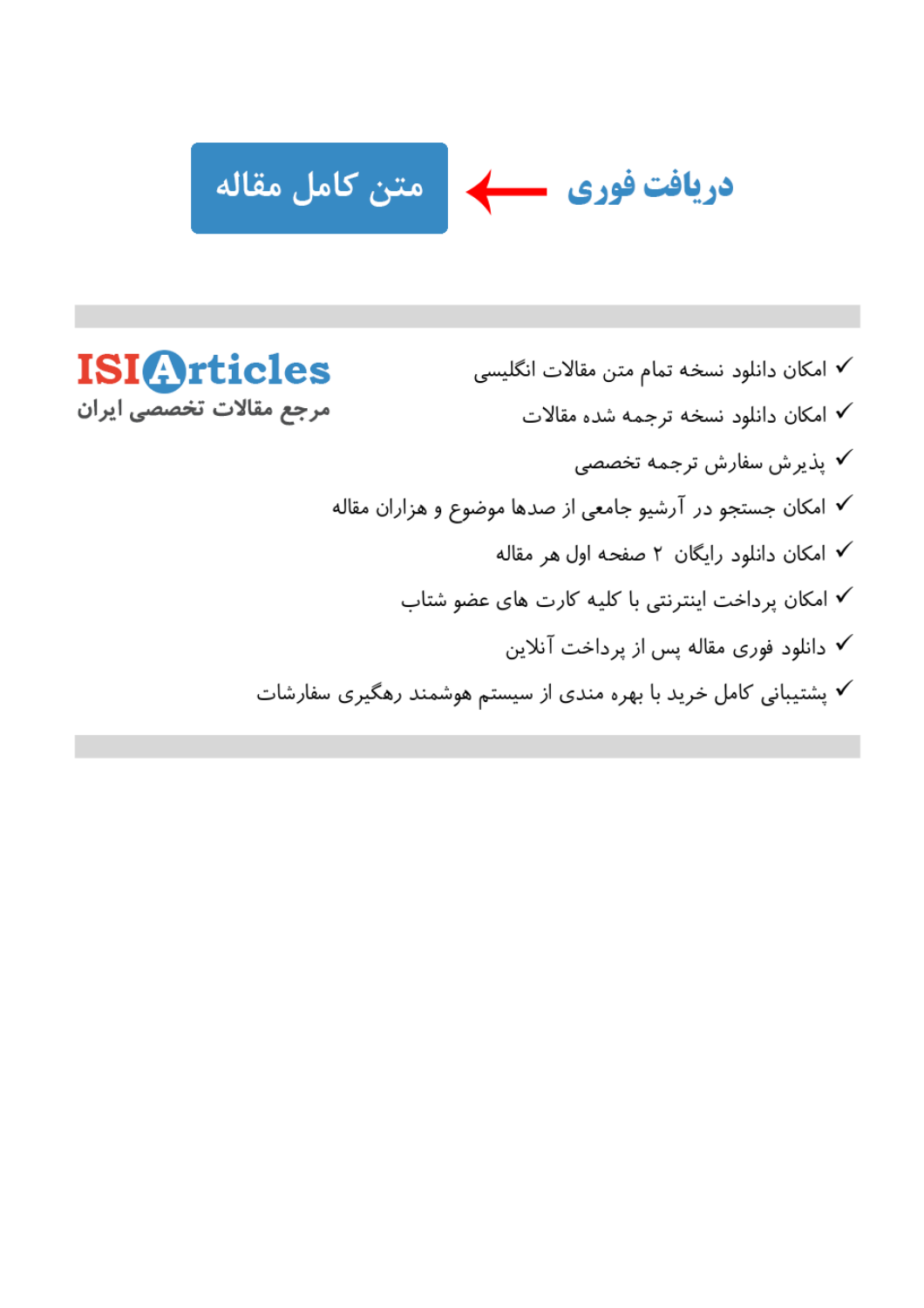دریافت فوری ← متن کامل مقاله

**ISIArticles**
مرجع مقالات تخصصی ایران

- ✓ امکان دانلود نسخه تمام متن مقالات انگلیسی
- ✓ امکان دانلود نسخه ترجمه شده مقالات
- ✓ پذیرش سفارش ترجمه تخصصی
- ✓ امکان جستجو در آرشیو جامعی از صدها موضوع و هزاران مقاله
- ✓ امکان دانلود رایگان ۲ صفحه اول هر مقاله
- ✓ امکان پرداخت اینترنتی با کلیه کارت های عضو شتاب
- ✓ دانلود فوری مقاله پس از پرداخت آنلاین
- ✓ پشتیبانی کامل خرید با بهره مندی از سیستم هوشمند رهگیری سفارشات